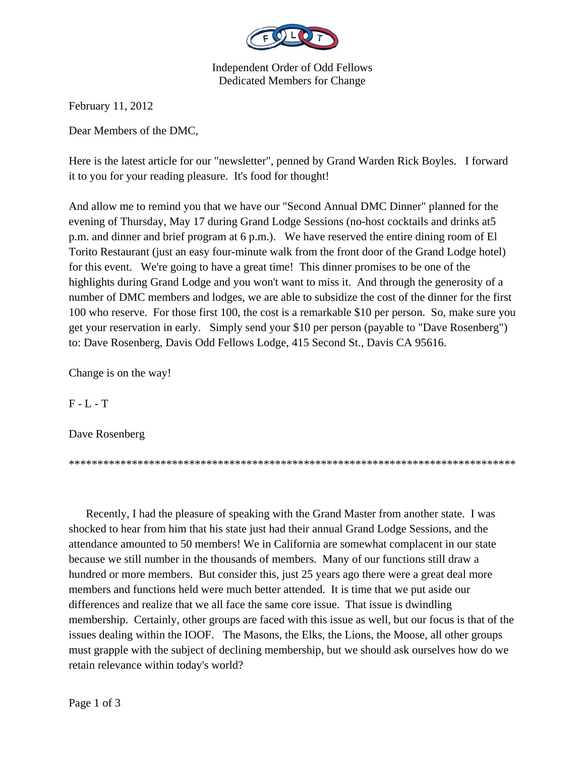Independent Order of Odd Fellows
Dedicated Members for Change

February 11, 2012

Dear Members of the DMC,

Here is the latest article for our "newsletter", penned by Grand Warden Rick Boyles. I forward it to you for your reading pleasure. It's food for thought!

And allow me to remind you that we have our "Second Annual DMC Dinner" planned for the evening of Thursday, May 17 during Grand Lodge Sessions (no-host cocktails and drinks at5 p.m. and dinner and brief program at 6 p.m.). We have reserved the entire dining room of El Torito Restaurant (just an easy four-minute walk from the front door of the Grand Lodge hotel) for this event. We're going to have a great time! This dinner promises to be one of the highlights during Grand Lodge and you won't want to miss it. And through the generosity of a number of DMC members and lodges, we are able to subsidize the cost of the dinner for the first 100 who reserve. For those first 100, the cost is a remarkable $10 per person. So, make sure you get your reservation in early. Simply send your $10 per person (payable to "Dave Rosenberg") to: Dave Rosenberg, Davis Odd Fellows Lodge, 415 Second St., Davis CA 95616.

Change is on the way!

F - L - T

Dave Rosenberg

********************************************************************************

Recently, I had the pleasure of speaking with the Grand Master from another state. I was shocked to hear from him that his state just had their annual Grand Lodge Sessions, and the attendance amounted to 50 members! We in California are somewhat complacent in our state because we still number in the thousands of members. Many of our functions still draw a hundred or more members. But consider this, just 25 years ago there were a great deal more members and functions held were much better attended. It is time that we put aside our differences and realize that we all face the same core issue. That issue is dwindling membership. Certainly, other groups are faced with this issue as well, but our focus is that of the issues dealing within the IOOF. The Masons, the Elks, the Lions, the Moose, all other groups must grapple with the subject of declining membership, but we should ask ourselves how do we retain relevance within today's world?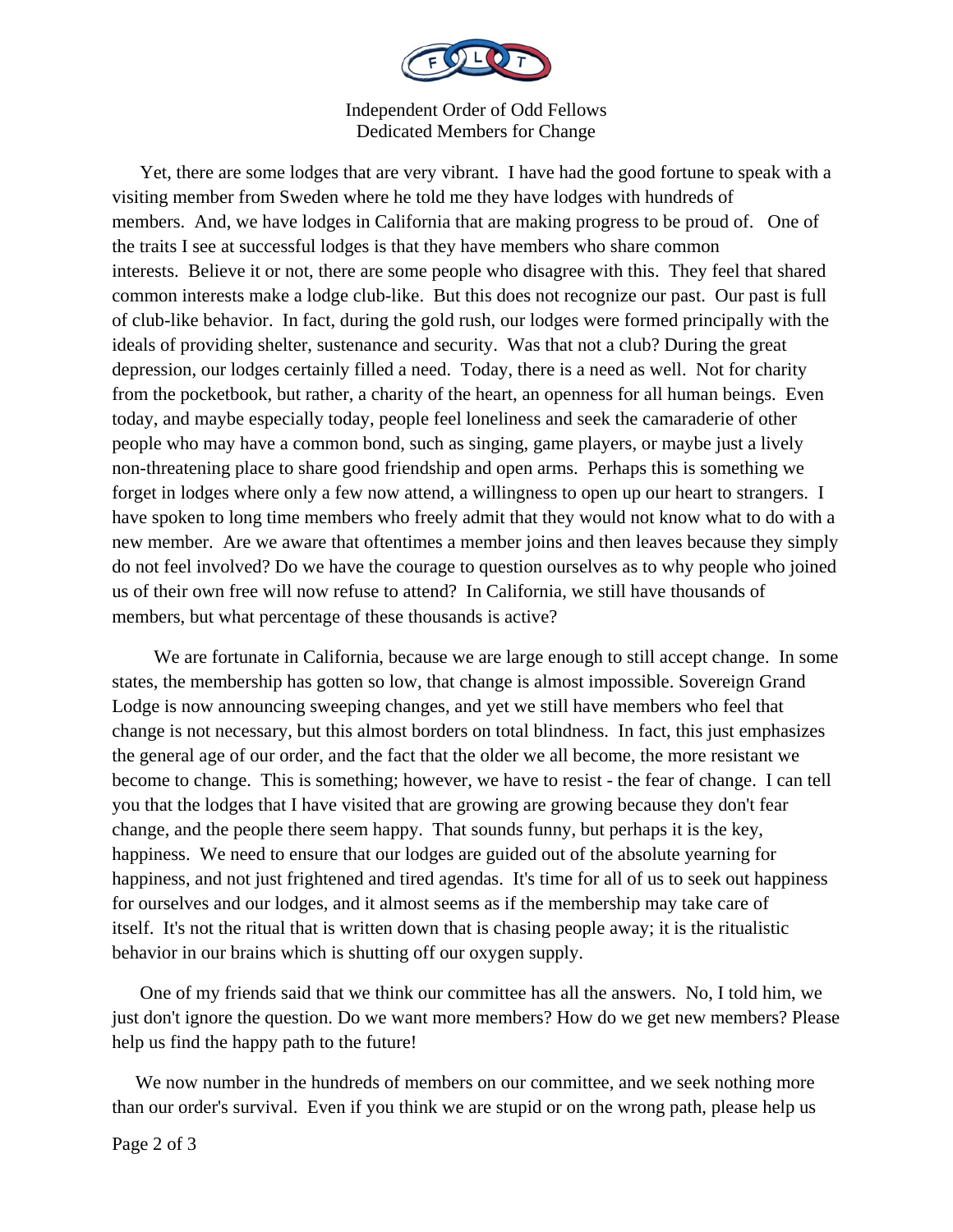Independent Order of Odd Fellows
Dedicated Members for Change

Yet, there are some lodges that are very vibrant. I have had the good fortune to speak with a visiting member from Sweden where he told me they have lodges with hundreds of members. And, we have lodges in California that are making progress to be proud of. One of the traits I see at successful lodges is that they have members who share common interests. Believe it or not, there are some people who disagree with this. They feel that shared common interests make a lodge club-like. But this does not recognize our past. Our past is full of club-like behavior. In fact, during the gold rush, our lodges were formed principally with the ideals of providing shelter, sustenance and security. Was that not a club? During the great depression, our lodges certainly filled a need. Today, there is a need as well. Not for charity from the pocketbook, but rather, a charity of the heart, an openness for all human beings. Even today, and maybe especially today, people feel loneliness and seek the camaraderie of other people who may have a common bond, such as singing, game players, or maybe just a lively non-threatening place to share good friendship and open arms. Perhaps this is something we forget in lodges where only a few now attend, a willingness to open up our heart to strangers. I have spoken to long time members who freely admit that they would not know what to do with a new member. Are we aware that oftentimes a member joins and then leaves because they simply do not feel involved? Do we have the courage to question ourselves as to why people who joined us of their own free will now refuse to attend? In California, we still have thousands of members, but what percentage of these thousands is active?

We are fortunate in California, because we are large enough to still accept change. In some states, the membership has gotten so low, that change is almost impossible. Sovereign Grand Lodge is now announcing sweeping changes, and yet we still have members who feel that change is not necessary, but this almost borders on total blindness. In fact, this just emphasizes the general age of our order, and the fact that the older we all become, the more resistant we become to change. This is something; however, we have to resist - the fear of change. I can tell you that the lodges that I have visited that are growing are growing because they don't fear change, and the people there seem happy. That sounds funny, but perhaps it is the key, happiness. We need to ensure that our lodges are guided out of the absolute yearning for happiness, and not just frightened and tired agendas. It's time for all of us to seek out happiness for ourselves and our lodges, and it almost seems as if the membership may take care of itself. It's not the ritual that is written down that is chasing people away; it is the ritualistic behavior in our brains which is shutting off our oxygen supply.

One of my friends said that we think our committee has all the answers. No, I told him, we just don't ignore the question. Do we want more members? How do we get new members? Please help us find the happy path to the future!

We now number in the hundreds of members on our committee, and we seek nothing more than our order's survival. Even if you think we are stupid or on the wrong path, please help us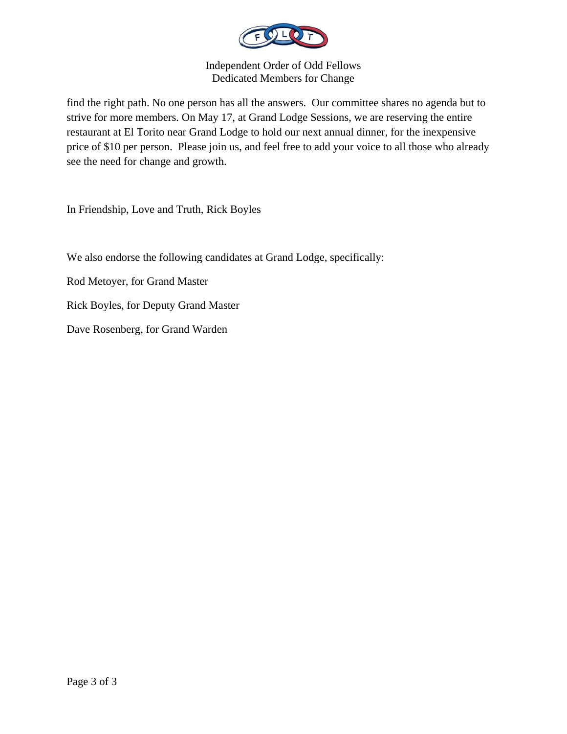find the right path. No one person has all the answers. Our committee shares no agenda but to strive for more members. On May 17, at Grand Lodge Sessions, we are reserving the entire restaurant at El Torito near Grand Lodge to hold our next annual dinner, for the inexpensive price of $10 per person. Please join us, and feel free to add your voice to all those who already see the need for change and growth.

In Friendship, Love and Truth, Rick Boyles

We also endorse the following candidates at Grand Lodge, specifically:

Rod Metoyer, for Grand Master

Rick Boyles, for Deputy Grand Master

Dave Rosenberg, for Grand Warden